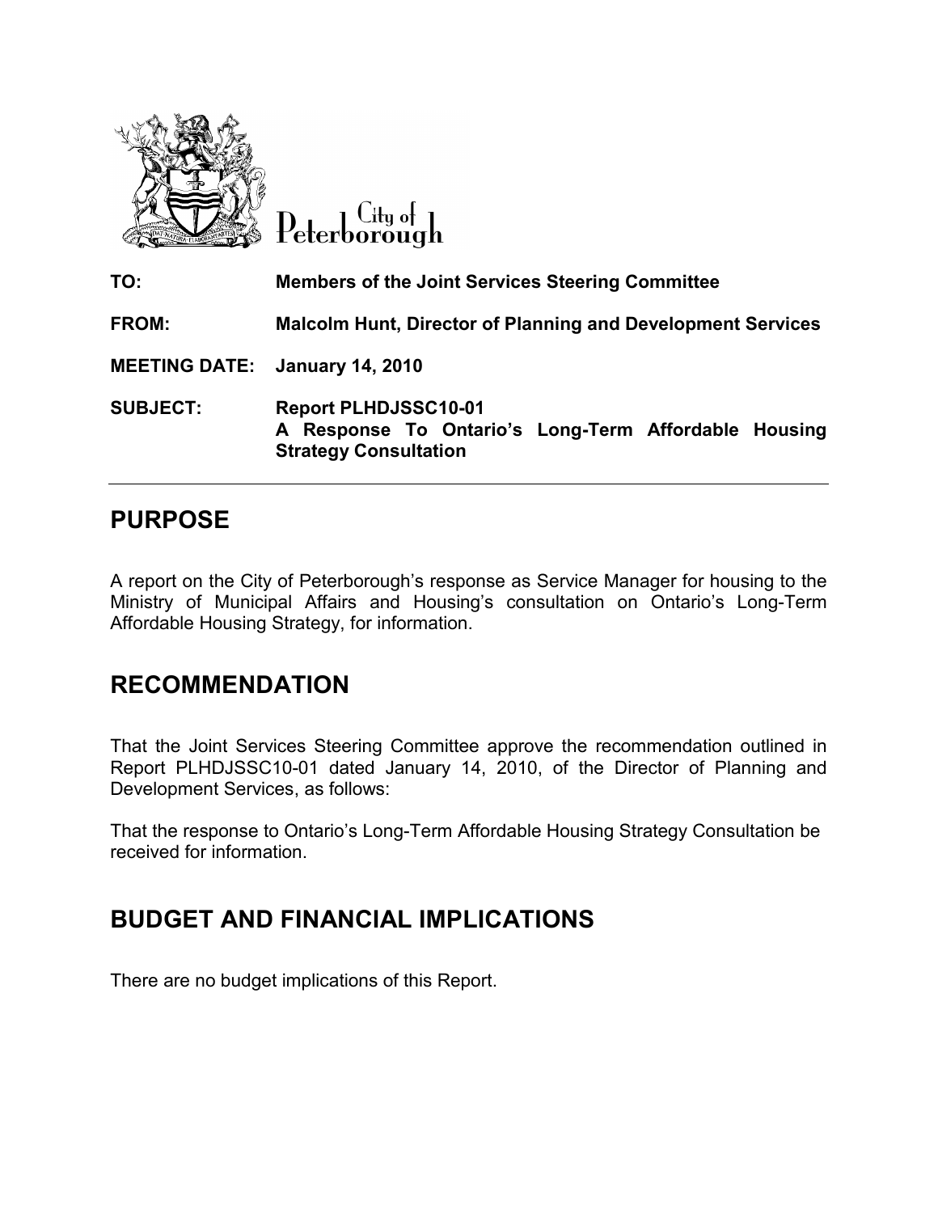City of Peterborough

**TO:** Members of the Joint Services Steering Committee

**FROM:** Malcolm Hunt, Director of Planning and Development Services

**MEETING DATE:** January 14, 2010

**SUBJECT:** Report PLHDJSSC10-01
A Response To Ontario's Long-Term Affordable Housing Strategy Consultation

## PURPOSE

A report on the City of Peterborough's response as Service Manager for housing to the Ministry of Municipal Affairs and Housing's consultation on Ontario's Long-Term Affordable Housing Strategy, for information.

## RECOMMENDATION

That the Joint Services Steering Committee approve the recommendation outlined in Report PLHDJSSC10-01 dated January 14, 2010, of the Director of Planning and Development Services, as follows:

That the response to Ontario's Long-Term Affordable Housing Strategy Consultation be received for information.

## BUDGET AND FINANCIAL IMPLICATIONS

There are no budget implications of this Report.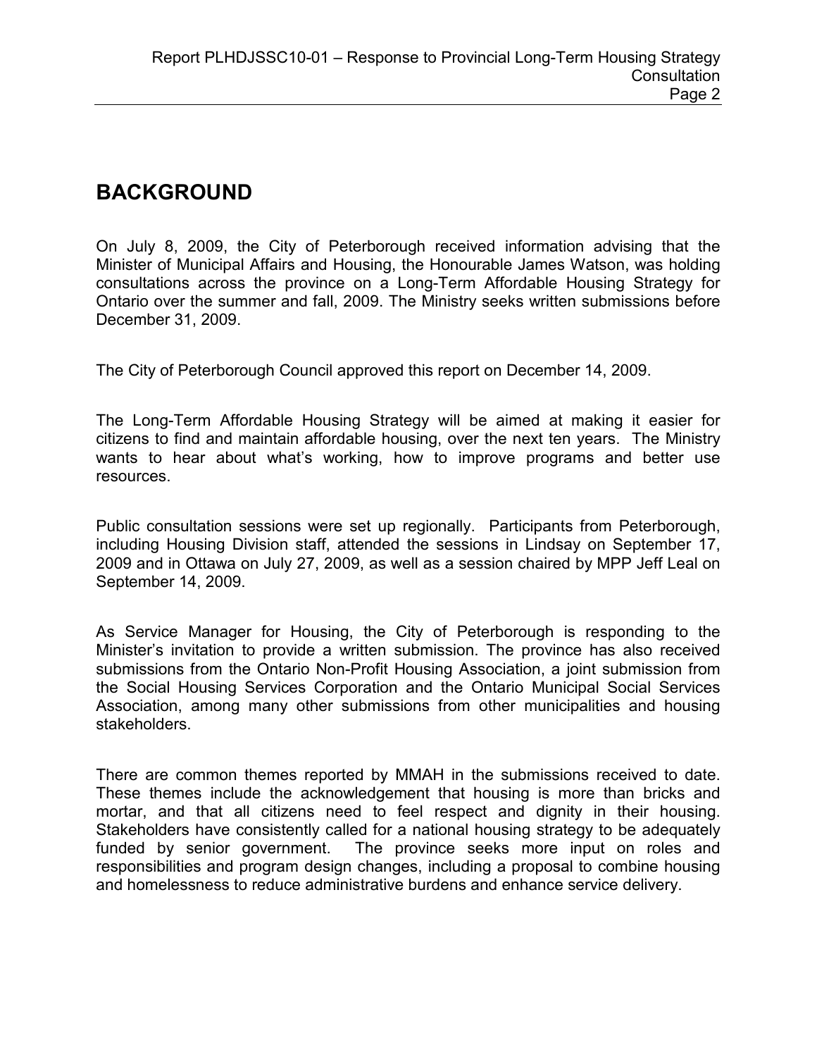# BACKGROUND

On July 8, 2009, the City of Peterborough received information advising that the Minister of Municipal Affairs and Housing, the Honourable James Watson, was holding consultations across the province on a Long-Term Affordable Housing Strategy for Ontario over the summer and fall, 2009. The Ministry seeks written submissions before December 31, 2009.

The City of Peterborough Council approved this report on December 14, 2009.

The Long-Term Affordable Housing Strategy will be aimed at making it easier for citizens to find and maintain affordable housing, over the next ten years. The Ministry wants to hear about what's working, how to improve programs and better use resources.

Public consultation sessions were set up regionally. Participants from Peterborough, including Housing Division staff, attended the sessions in Lindsay on September 17, 2009 and in Ottawa on July 27, 2009, as well as a session chaired by MPP Jeff Leal on September 14, 2009.

As Service Manager for Housing, the City of Peterborough is responding to the Minister's invitation to provide a written submission. The province has also received submissions from the Ontario Non-Profit Housing Association, a joint submission from the Social Housing Services Corporation and the Ontario Municipal Social Services Association, among many other submissions from other municipalities and housing stakeholders.

There are common themes reported by MMAH in the submissions received to date. These themes include the acknowledgement that housing is more than bricks and mortar, and that all citizens need to feel respect and dignity in their housing. Stakeholders have consistently called for a national housing strategy to be adequately funded by senior government. The province seeks more input on roles and responsibilities and program design changes, including a proposal to combine housing and homelessness to reduce administrative burdens and enhance service delivery.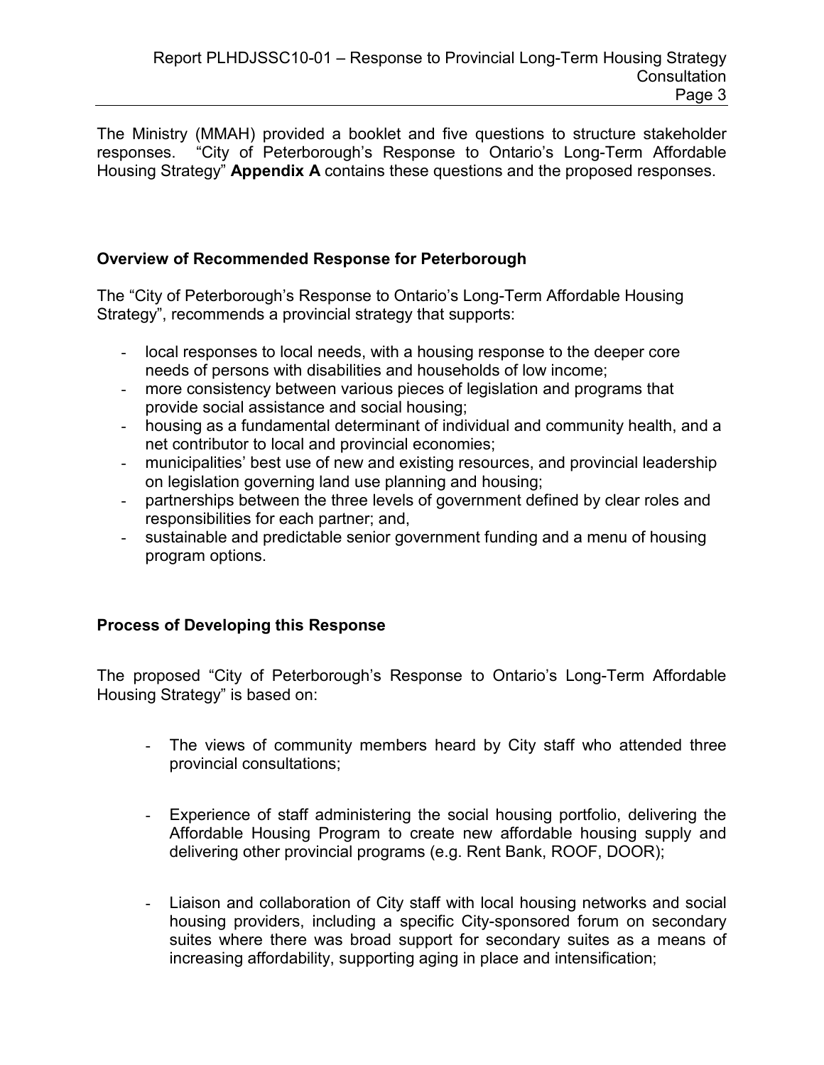The Ministry (MMAH) provided a booklet and five questions to structure stakeholder responses. "City of Peterborough's Response to Ontario's Long-Term Affordable Housing Strategy" **Appendix A** contains these questions and the proposed responses.

### Overview of Recommended Response for Peterborough

The "City of Peterborough's Response to Ontario's Long-Term Affordable Housing Strategy", recommends a provincial strategy that supports:

- local responses to local needs, with a housing response to the deeper core needs of persons with disabilities and households of low income;
- more consistency between various pieces of legislation and programs that provide social assistance and social housing;
- housing as a fundamental determinant of individual and community health, and a net contributor to local and provincial economies;
- municipalities' best use of new and existing resources, and provincial leadership on legislation governing land use planning and housing;
- partnerships between the three levels of government defined by clear roles and responsibilities for each partner; and,
- sustainable and predictable senior government funding and a menu of housing program options.

### Process of Developing this Response

The proposed "City of Peterborough's Response to Ontario's Long-Term Affordable Housing Strategy" is based on:

- The views of community members heard by City staff who attended three provincial consultations;
- Experience of staff administering the social housing portfolio, delivering the Affordable Housing Program to create new affordable housing supply and delivering other provincial programs (e.g. Rent Bank, ROOF, DOOR);
- Liaison and collaboration of City staff with local housing networks and social housing providers, including a specific City-sponsored forum on secondary suites where there was broad support for secondary suites as a means of increasing affordability, supporting aging in place and intensification;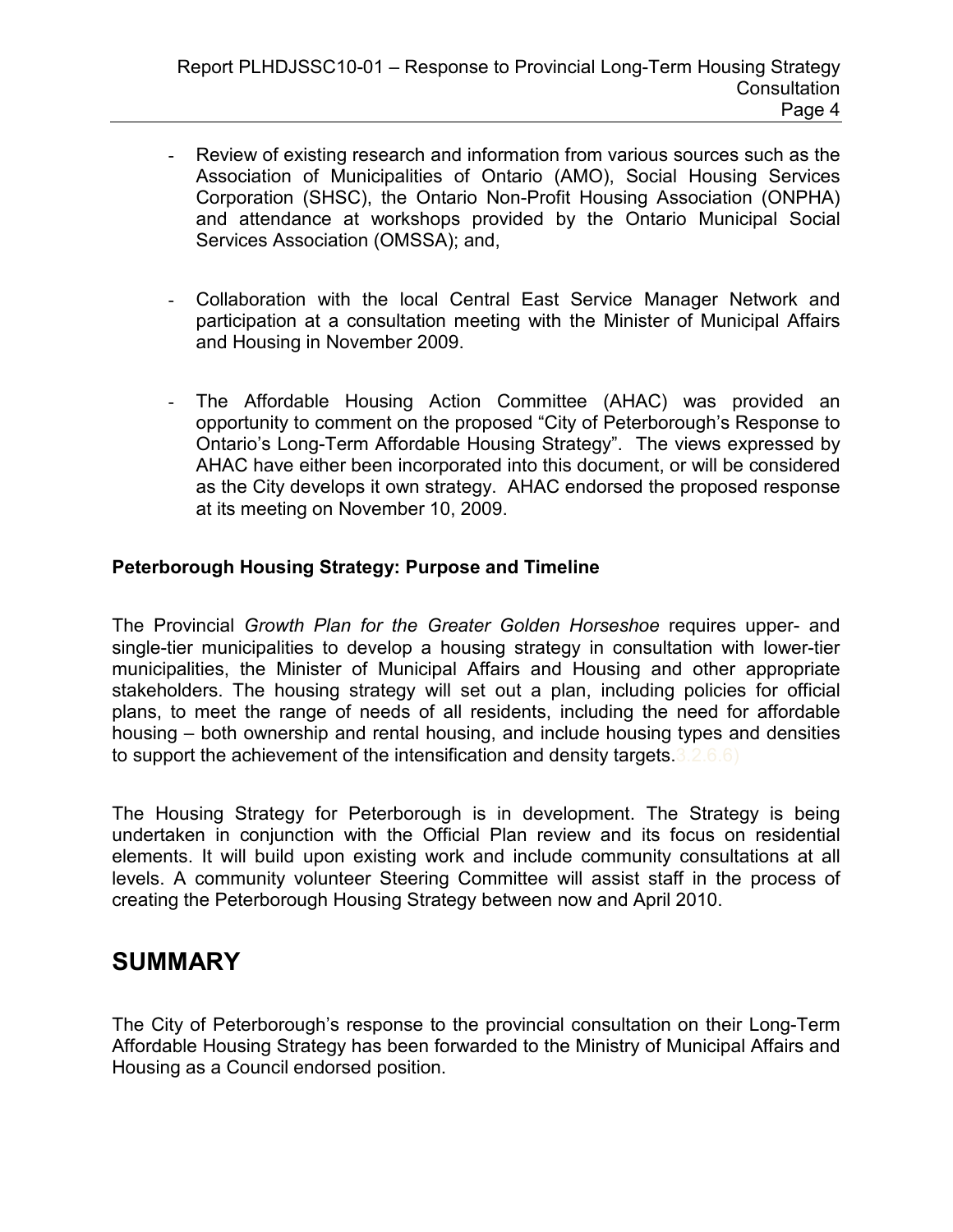- Review of existing research and information from various sources such as the Association of Municipalities of Ontario (AMO), Social Housing Services Corporation (SHSC), the Ontario Non-Profit Housing Association (ONPHA) and attendance at workshops provided by the Ontario Municipal Social Services Association (OMSSA); and,

- Collaboration with the local Central East Service Manager Network and participation at a consultation meeting with the Minister of Municipal Affairs and Housing in November 2009.

- The Affordable Housing Action Committee (AHAC) was provided an opportunity to comment on the proposed "City of Peterborough's Response to Ontario's Long-Term Affordable Housing Strategy". The views expressed by AHAC have either been incorporated into this document, or will be considered as the City develops it own strategy. AHAC endorsed the proposed response at its meeting on November 10, 2009.

**Peterborough Housing Strategy: Purpose and Timeline**

The Provincial *Growth Plan for the Greater Golden Horseshoe* requires upper- and single-tier municipalities to develop a housing strategy in consultation with lower-tier municipalities, the Minister of Municipal Affairs and Housing and other appropriate stakeholders. The housing strategy will set out a plan, including policies for official plans, to meet the range of needs of all residents, including the need for affordable housing – both ownership and rental housing, and include housing types and densities to support the achievement of the intensification and density targets.3.2.6.6)

The Housing Strategy for Peterborough is in development. The Strategy is being undertaken in conjunction with the Official Plan review and its focus on residential elements. It will build upon existing work and include community consultations at all levels. A community volunteer Steering Committee will assist staff in the process of creating the Peterborough Housing Strategy between now and April 2010.

# SUMMARY

The City of Peterborough's response to the provincial consultation on their Long-Term Affordable Housing Strategy has been forwarded to the Ministry of Municipal Affairs and Housing as a Council endorsed position.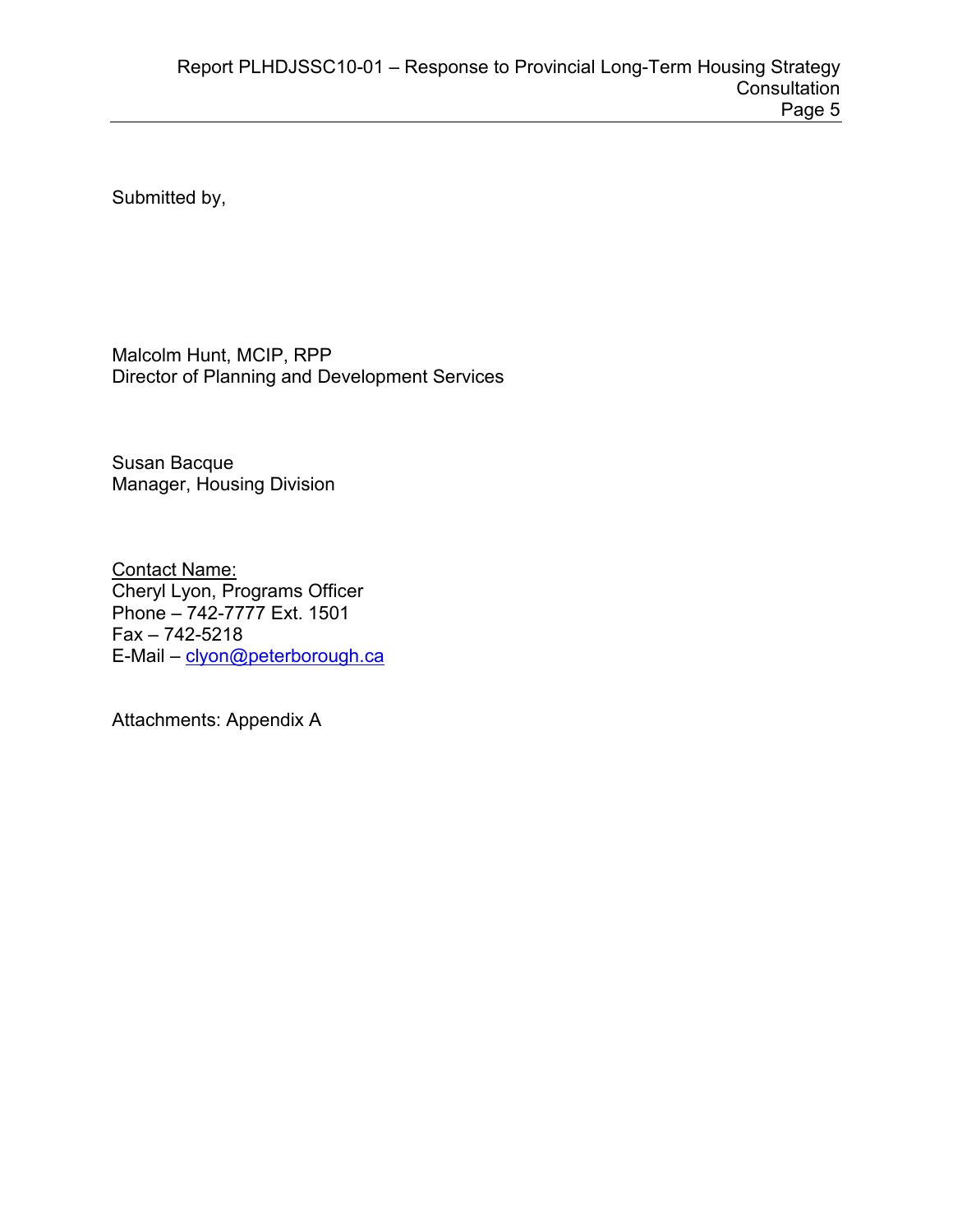Submitted by,

Malcolm Hunt, MCIP, RPP
Director of Planning and Development Services

Susan Bacque
Manager, Housing Division

Contact Name:
Cheryl Lyon, Programs Officer
Phone – 742-7777 Ext. 1501
Fax – 742-5218
E-Mail – clyon@peterborough.ca

Attachments: Appendix A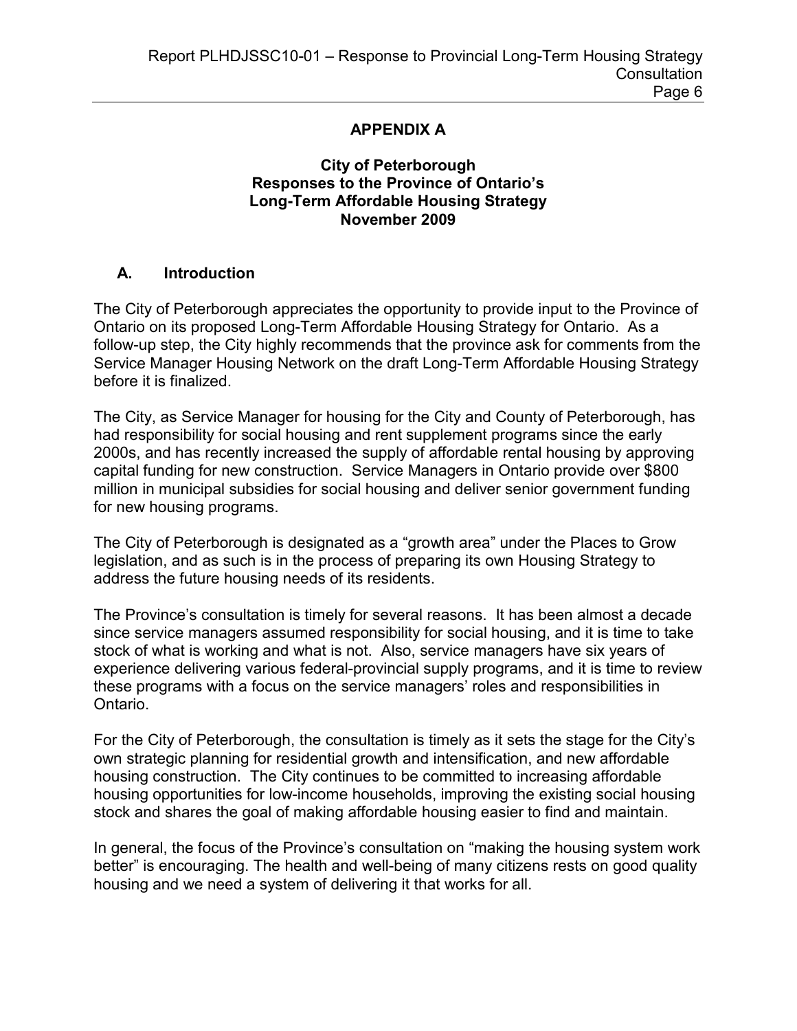## APPENDIX A

### City of Peterborough
### Responses to the Province of Ontario's
### Long-Term Affordable Housing Strategy
### November 2009

## A. Introduction

The City of Peterborough appreciates the opportunity to provide input to the Province of Ontario on its proposed Long-Term Affordable Housing Strategy for Ontario. As a follow-up step, the City highly recommends that the province ask for comments from the Service Manager Housing Network on the draft Long-Term Affordable Housing Strategy before it is finalized.

The City, as Service Manager for housing for the City and County of Peterborough, has had responsibility for social housing and rent supplement programs since the early 2000s, and has recently increased the supply of affordable rental housing by approving capital funding for new construction. Service Managers in Ontario provide over $800 million in municipal subsidies for social housing and deliver senior government funding for new housing programs.

The City of Peterborough is designated as a "growth area" under the Places to Grow legislation, and as such is in the process of preparing its own Housing Strategy to address the future housing needs of its residents.

The Province's consultation is timely for several reasons. It has been almost a decade since service managers assumed responsibility for social housing, and it is time to take stock of what is working and what is not. Also, service managers have six years of experience delivering various federal-provincial supply programs, and it is time to review these programs with a focus on the service managers' roles and responsibilities in Ontario.

For the City of Peterborough, the consultation is timely as it sets the stage for the City's own strategic planning for residential growth and intensification, and new affordable housing construction. The City continues to be committed to increasing affordable housing opportunities for low-income households, improving the existing social housing stock and shares the goal of making affordable housing easier to find and maintain.

In general, the focus of the Province's consultation on "making the housing system work better" is encouraging. The health and well-being of many citizens rests on good quality housing and we need a system of delivering it that works for all.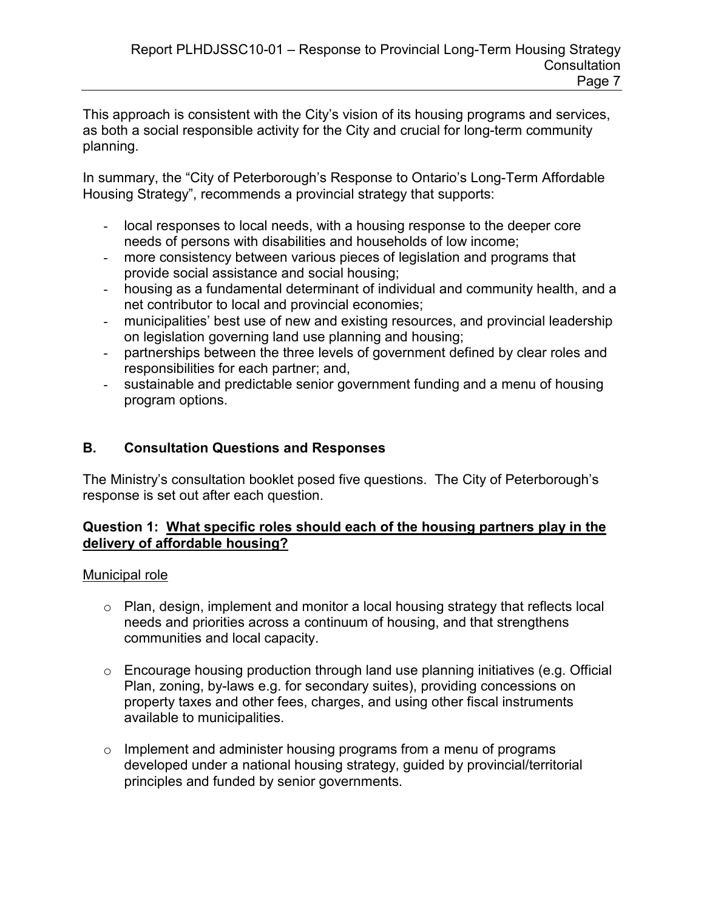This approach is consistent with the City's vision of its housing programs and services, as both a social responsible activity for the City and crucial for long-term community planning.

In summary, the "City of Peterborough's Response to Ontario's Long-Term Affordable Housing Strategy", recommends a provincial strategy that supports:

- local responses to local needs, with a housing response to the deeper core needs of persons with disabilities and households of low income;
- more consistency between various pieces of legislation and programs that provide social assistance and social housing;
- housing as a fundamental determinant of individual and community health, and a net contributor to local and provincial economies;
- municipalities' best use of new and existing resources, and provincial leadership on legislation governing land use planning and housing;
- partnerships between the three levels of government defined by clear roles and responsibilities for each partner; and,
- sustainable and predictable senior government funding and a menu of housing program options.

## B. Consultation Questions and Responses

The Ministry's consultation booklet posed five questions. The City of Peterborough's response is set out after each question.

### Question 1: What specific roles should each of the housing partners play in the delivery of affordable housing?

Municipal role

- Plan, design, implement and monitor a local housing strategy that reflects local needs and priorities across a continuum of housing, and that strengthens communities and local capacity.

- Encourage housing production through land use planning initiatives (e.g. Official Plan, zoning, by-laws e.g. for secondary suites), providing concessions on property taxes and other fees, charges, and using other fiscal instruments available to municipalities.

- Implement and administer housing programs from a menu of programs developed under a national housing strategy, guided by provincial/territorial principles and funded by senior governments.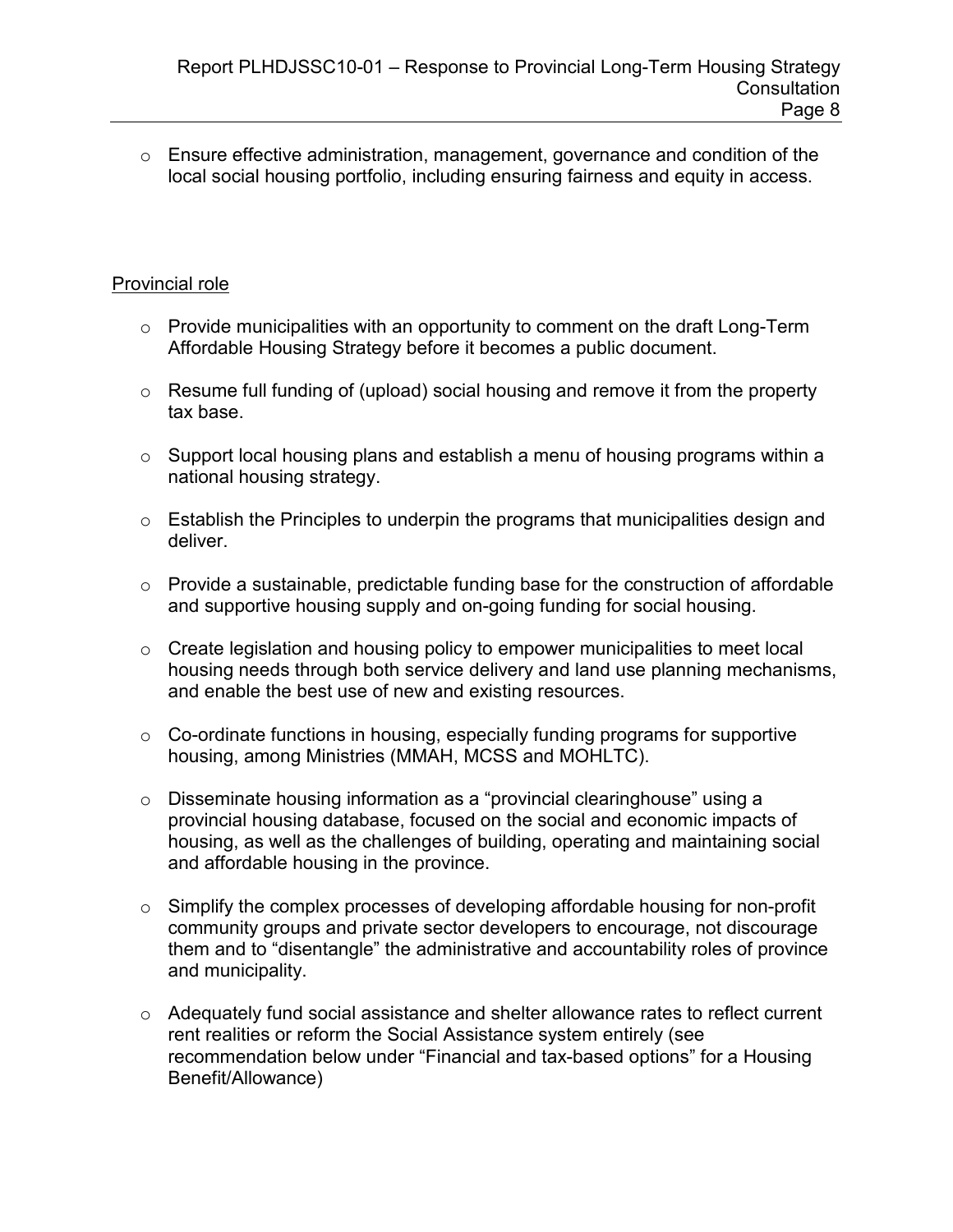- Ensure effective administration, management, governance and condition of the local social housing portfolio, including ensuring fairness and equity in access.

Provincial role

- Provide municipalities with an opportunity to comment on the draft Long-Term Affordable Housing Strategy before it becomes a public document.
- Resume full funding of (upload) social housing and remove it from the property tax base.
- Support local housing plans and establish a menu of housing programs within a national housing strategy.
- Establish the Principles to underpin the programs that municipalities design and deliver.
- Provide a sustainable, predictable funding base for the construction of affordable and supportive housing supply and on-going funding for social housing.
- Create legislation and housing policy to empower municipalities to meet local housing needs through both service delivery and land use planning mechanisms, and enable the best use of new and existing resources.
- Co-ordinate functions in housing, especially funding programs for supportive housing, among Ministries (MMAH, MCSS and MOHLTC).
- Disseminate housing information as a "provincial clearinghouse" using a provincial housing database, focused on the social and economic impacts of housing, as well as the challenges of building, operating and maintaining social and affordable housing in the province.
- Simplify the complex processes of developing affordable housing for non-profit community groups and private sector developers to encourage, not discourage them and to "disentangle" the administrative and accountability roles of province and municipality.
- Adequately fund social assistance and shelter allowance rates to reflect current rent realities or reform the Social Assistance system entirely (see recommendation below under "Financial and tax-based options" for a Housing Benefit/Allowance)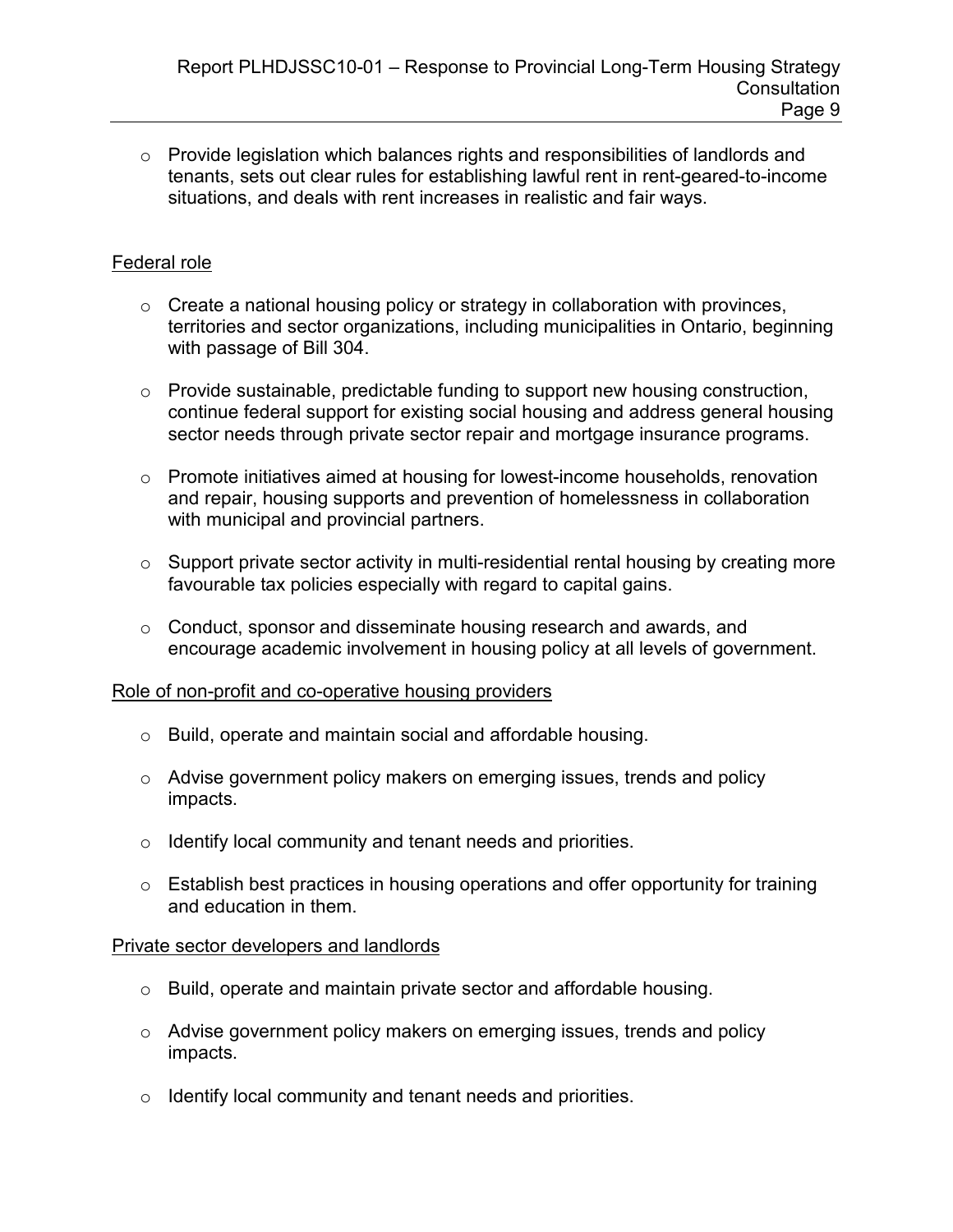- Provide legislation which balances rights and responsibilities of landlords and tenants, sets out clear rules for establishing lawful rent in rent-geared-to-income situations, and deals with rent increases in realistic and fair ways.

Federal role

- Create a national housing policy or strategy in collaboration with provinces, territories and sector organizations, including municipalities in Ontario, beginning with passage of Bill 304.
- Provide sustainable, predictable funding to support new housing construction, continue federal support for existing social housing and address general housing sector needs through private sector repair and mortgage insurance programs.
- Promote initiatives aimed at housing for lowest-income households, renovation and repair, housing supports and prevention of homelessness in collaboration with municipal and provincial partners.
- Support private sector activity in multi-residential rental housing by creating more favourable tax policies especially with regard to capital gains.
- Conduct, sponsor and disseminate housing research and awards, and encourage academic involvement in housing policy at all levels of government.

Role of non-profit and co-operative housing providers

- Build, operate and maintain social and affordable housing.
- Advise government policy makers on emerging issues, trends and policy impacts.
- Identify local community and tenant needs and priorities.
- Establish best practices in housing operations and offer opportunity for training and education in them.

Private sector developers and landlords

- Build, operate and maintain private sector and affordable housing.
- Advise government policy makers on emerging issues, trends and policy impacts.
- Identify local community and tenant needs and priorities.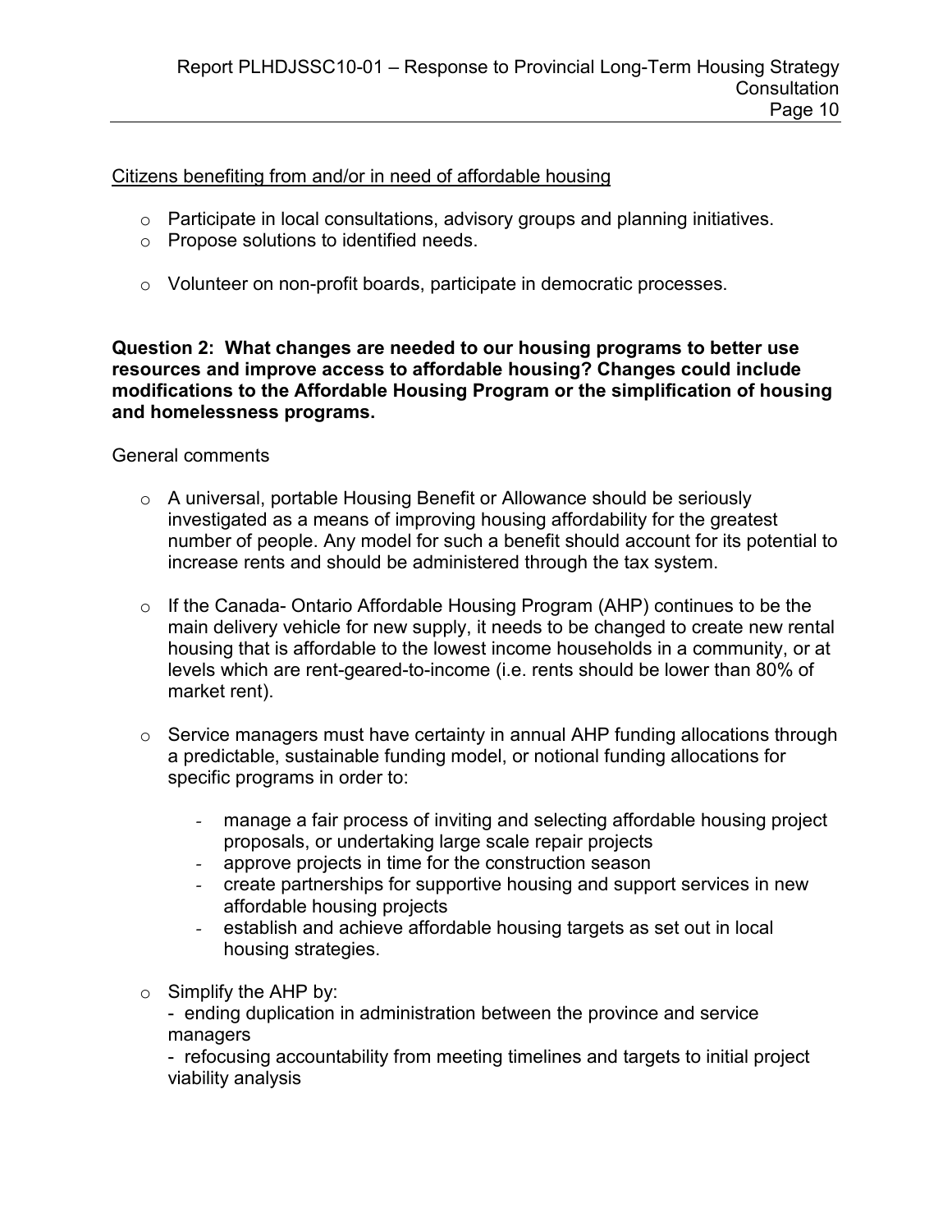Citizens benefiting from and/or in need of affordable housing

- Participate in local consultations, advisory groups and planning initiatives.
- Propose solutions to identified needs.
- Volunteer on non-profit boards, participate in democratic processes.

**Question 2: What changes are needed to our housing programs to better use resources and improve access to affordable housing? Changes could include modifications to the Affordable Housing Program or the simplification of housing and homelessness programs.**

General comments

- A universal, portable Housing Benefit or Allowance should be seriously investigated as a means of improving housing affordability for the greatest number of people. Any model for such a benefit should account for its potential to increase rents and should be administered through the tax system.
- If the Canada- Ontario Affordable Housing Program (AHP) continues to be the main delivery vehicle for new supply, it needs to be changed to create new rental housing that is affordable to the lowest income households in a community, or at levels which are rent-geared-to-income (i.e. rents should be lower than 80% of market rent).
- Service managers must have certainty in annual AHP funding allocations through a predictable, sustainable funding model, or notional funding allocations for specific programs in order to:
    - manage a fair process of inviting and selecting affordable housing project proposals, or undertaking large scale repair projects
    - approve projects in time for the construction season
    - create partnerships for supportive housing and support services in new affordable housing projects
    - establish and achieve affordable housing targets as set out in local housing strategies.
- Simplify the AHP by:
    - ending duplication in administration between the province and service managers
    - refocusing accountability from meeting timelines and targets to initial project viability analysis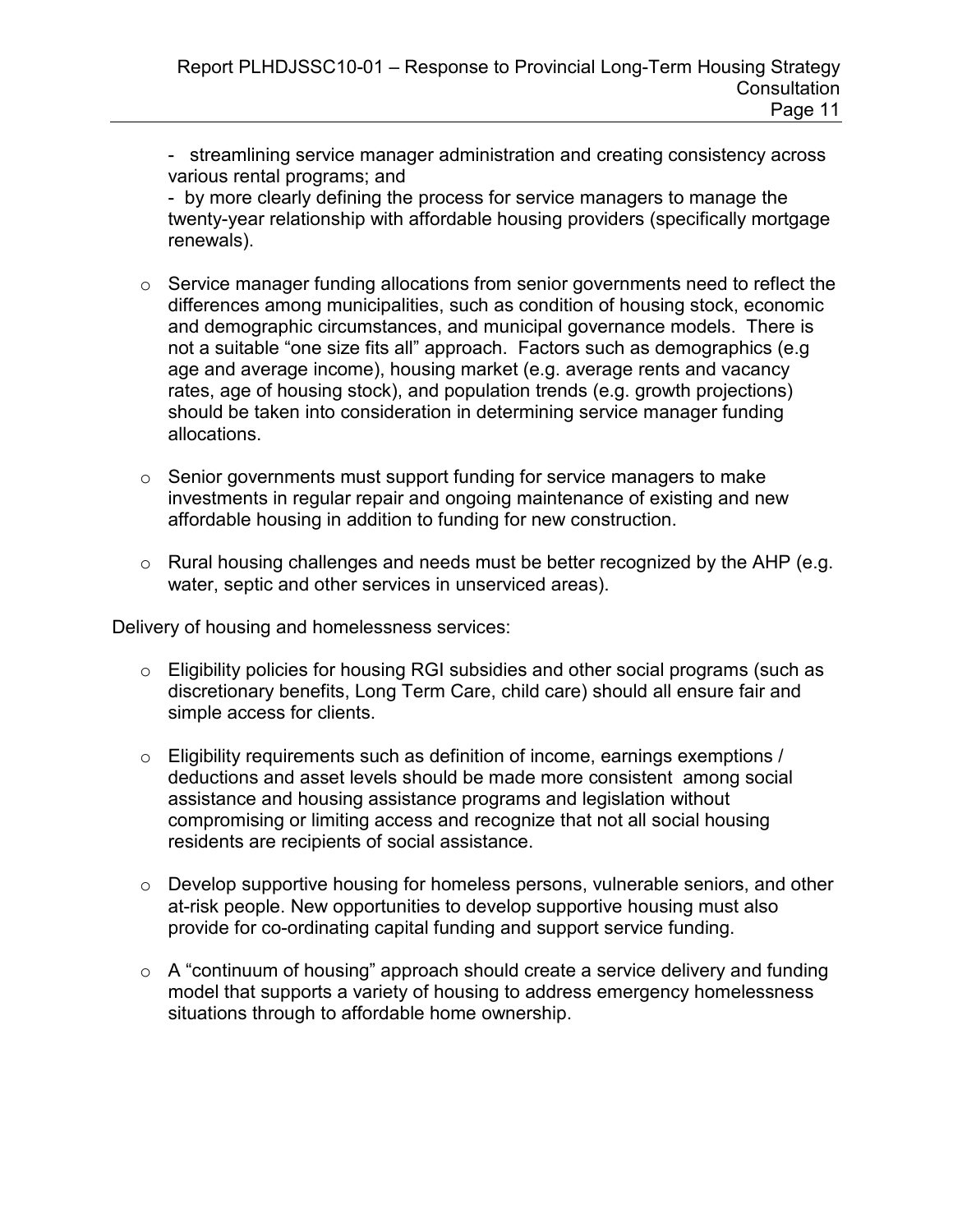- streamlining service manager administration and creating consistency across various rental programs; and
- by more clearly defining the process for service managers to manage the twenty-year relationship with affordable housing providers (specifically mortgage renewals).

- Service manager funding allocations from senior governments need to reflect the differences among municipalities, such as condition of housing stock, economic and demographic circumstances, and municipal governance models. There is not a suitable "one size fits all" approach. Factors such as demographics (e.g age and average income), housing market (e.g. average rents and vacancy rates, age of housing stock), and population trends (e.g. growth projections) should be taken into consideration in determining service manager funding allocations.

- Senior governments must support funding for service managers to make investments in regular repair and ongoing maintenance of existing and new affordable housing in addition to funding for new construction.

- Rural housing challenges and needs must be better recognized by the AHP (e.g. water, septic and other services in unserviced areas).

Delivery of housing and homelessness services:

- Eligibility policies for housing RGI subsidies and other social programs (such as discretionary benefits, Long Term Care, child care) should all ensure fair and simple access for clients.

- Eligibility requirements such as definition of income, earnings exemptions / deductions and asset levels should be made more consistent among social assistance and housing assistance programs and legislation without compromising or limiting access and recognize that not all social housing residents are recipients of social assistance.

- Develop supportive housing for homeless persons, vulnerable seniors, and other at-risk people. New opportunities to develop supportive housing must also provide for co-ordinating capital funding and support service funding.

- A "continuum of housing" approach should create a service delivery and funding model that supports a variety of housing to address emergency homelessness situations through to affordable home ownership.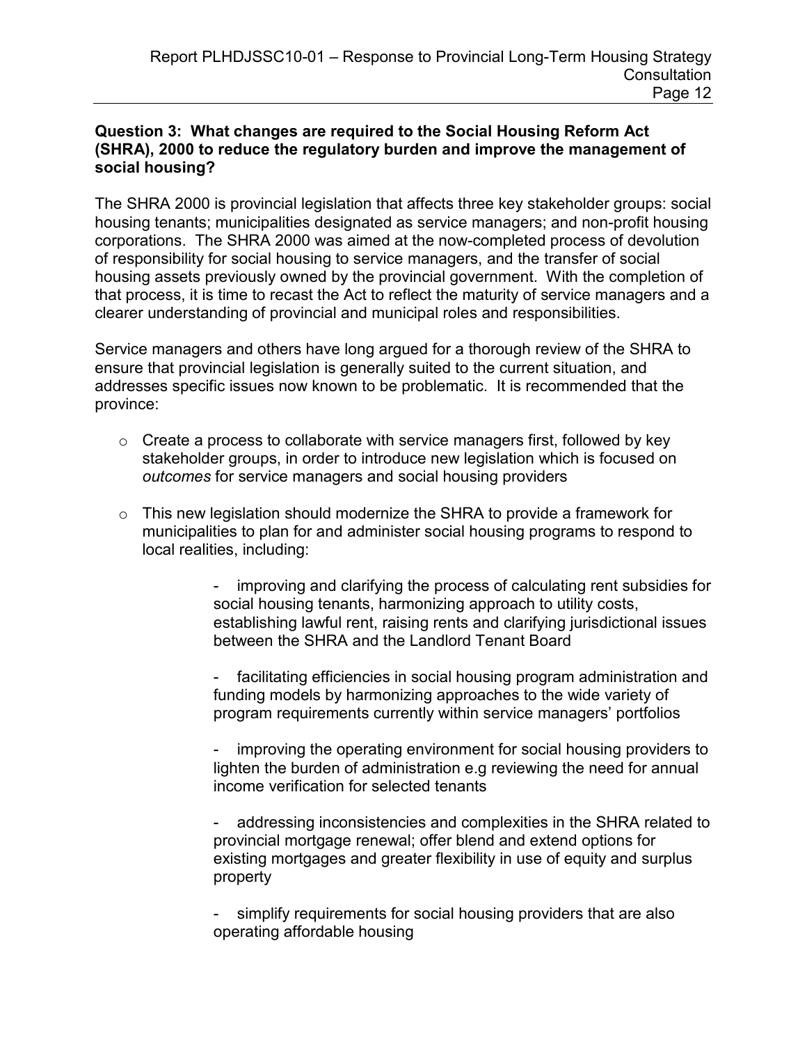**Question 3: What changes are required to the Social Housing Reform Act (SHRA), 2000 to reduce the regulatory burden and improve the management of social housing?**

The SHRA 2000 is provincial legislation that affects three key stakeholder groups: social housing tenants; municipalities designated as service managers; and non-profit housing corporations. The SHRA 2000 was aimed at the now-completed process of devolution of responsibility for social housing to service managers, and the transfer of social housing assets previously owned by the provincial government. With the completion of that process, it is time to recast the Act to reflect the maturity of service managers and a clearer understanding of provincial and municipal roles and responsibilities.

Service managers and others have long argued for a thorough review of the SHRA to ensure that provincial legislation is generally suited to the current situation, and addresses specific issues now known to be problematic. It is recommended that the province:

- Create a process to collaborate with service managers first, followed by key stakeholder groups, in order to introduce new legislation which is focused on *outcomes* for service managers and social housing providers

- This new legislation should modernize the SHRA to provide a framework for municipalities to plan for and administer social housing programs to respond to local realities, including:

  - improving and clarifying the process of calculating rent subsidies for social housing tenants, harmonizing approach to utility costs, establishing lawful rent, raising rents and clarifying jurisdictional issues between the SHRA and the Landlord Tenant Board

  - facilitating efficiencies in social housing program administration and funding models by harmonizing approaches to the wide variety of program requirements currently within service managers' portfolios

  - improving the operating environment for social housing providers to lighten the burden of administration e.g reviewing the need for annual income verification for selected tenants

  - addressing inconsistencies and complexities in the SHRA related to provincial mortgage renewal; offer blend and extend options for existing mortgages and greater flexibility in use of equity and surplus property

  - simplify requirements for social housing providers that are also operating affordable housing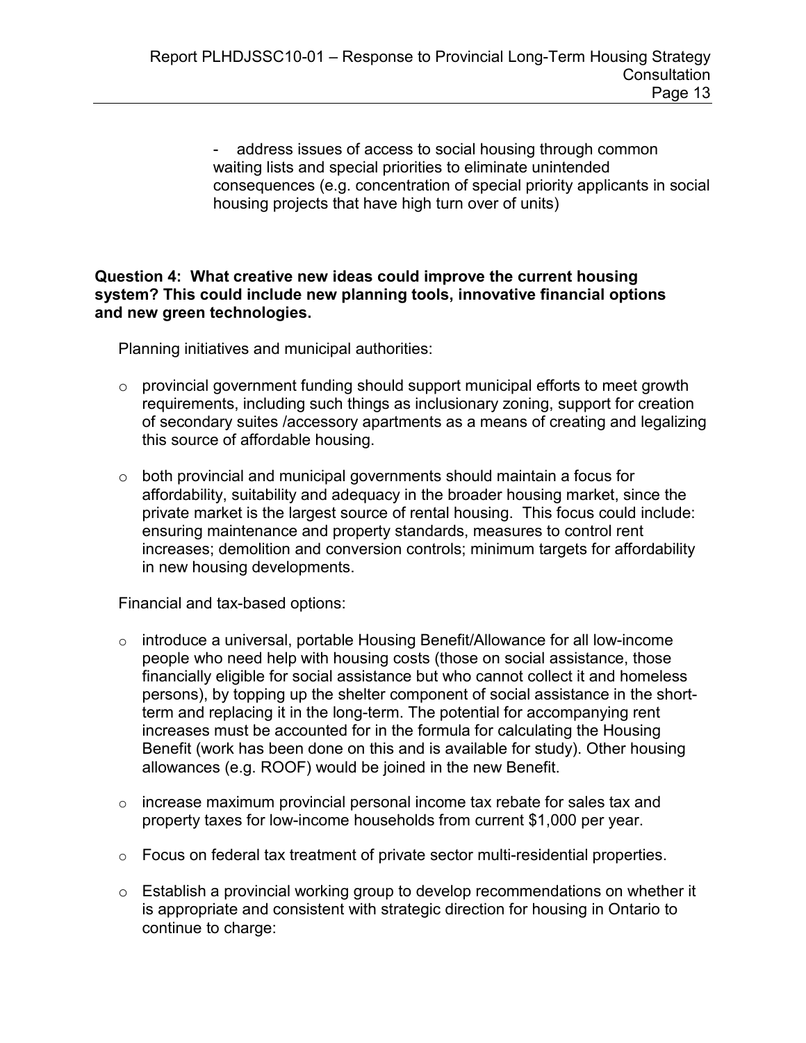- address issues of access to social housing through common waiting lists and special priorities to eliminate unintended consequences (e.g. concentration of special priority applicants in social housing projects that have high turn over of units)

**Question 4: What creative new ideas could improve the current housing system? This could include new planning tools, innovative financial options and new green technologies.**

Planning initiatives and municipal authorities:

- provincial government funding should support municipal efforts to meet growth requirements, including such things as inclusionary zoning, support for creation of secondary suites /accessory apartments as a means of creating and legalizing this source of affordable housing.

- both provincial and municipal governments should maintain a focus for affordability, suitability and adequacy in the broader housing market, since the private market is the largest source of rental housing. This focus could include: ensuring maintenance and property standards, measures to control rent increases; demolition and conversion controls; minimum targets for affordability in new housing developments.

Financial and tax-based options:

- introduce a universal, portable Housing Benefit/Allowance for all low-income people who need help with housing costs (those on social assistance, those financially eligible for social assistance but who cannot collect it and homeless persons), by topping up the shelter component of social assistance in the short-term and replacing it in the long-term. The potential for accompanying rent increases must be accounted for in the formula for calculating the Housing Benefit (work has been done on this and is available for study). Other housing allowances (e.g. ROOF) would be joined in the new Benefit.

- increase maximum provincial personal income tax rebate for sales tax and property taxes for low-income households from current $1,000 per year.

- Focus on federal tax treatment of private sector multi-residential properties.

- Establish a provincial working group to develop recommendations on whether it is appropriate and consistent with strategic direction for housing in Ontario to continue to charge: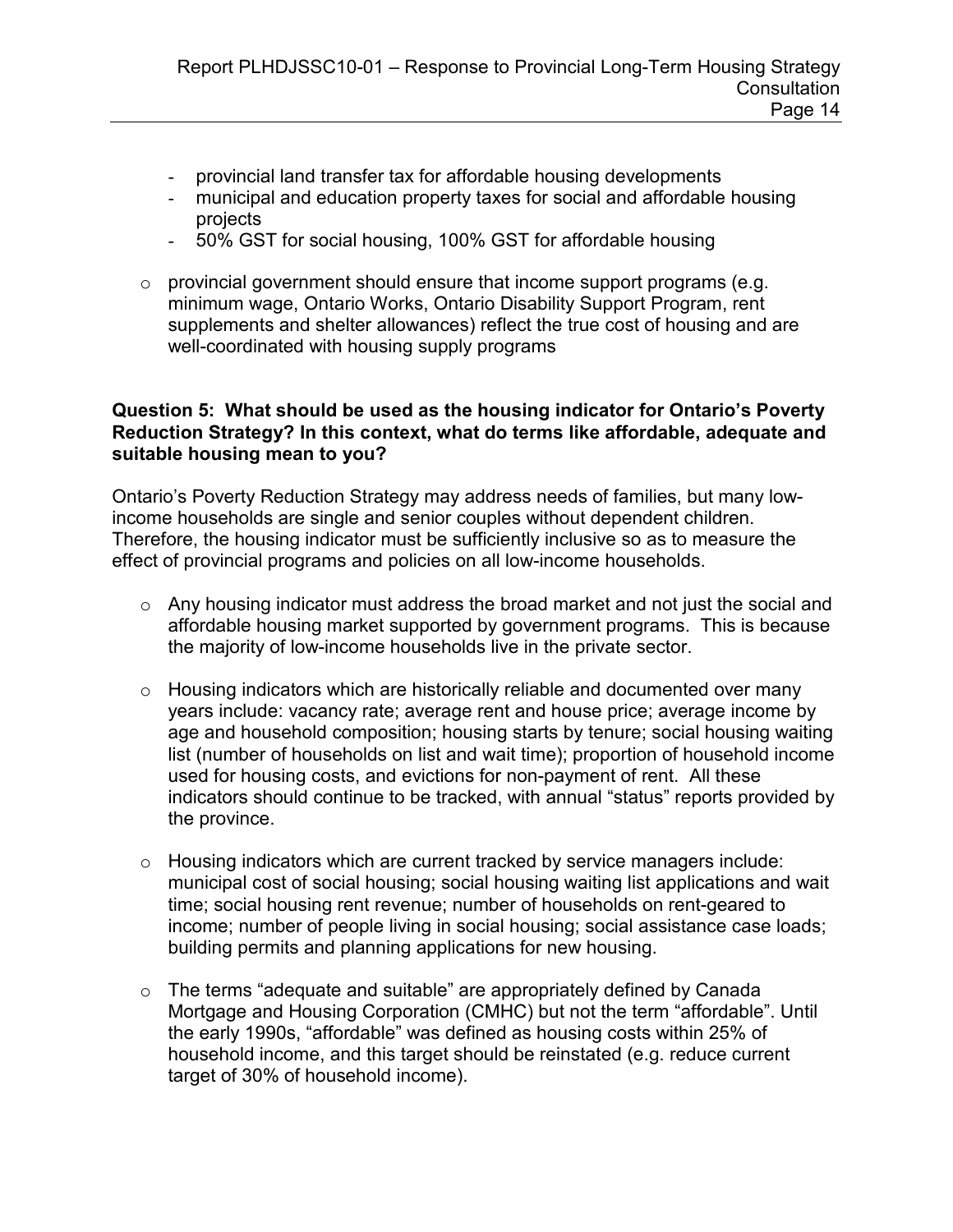- provincial land transfer tax for affordable housing developments
  - municipal and education property taxes for social and affordable housing projects
  - 50% GST for social housing, 100% GST for affordable housing

- provincial government should ensure that income support programs (e.g. minimum wage, Ontario Works, Ontario Disability Support Program, rent supplements and shelter allowances) reflect the true cost of housing and are well-coordinated with housing supply programs

**Question 5: What should be used as the housing indicator for Ontario's Poverty Reduction Strategy? In this context, what do terms like affordable, adequate and suitable housing mean to you?**

Ontario's Poverty Reduction Strategy may address needs of families, but many low-income households are single and senior couples without dependent children. Therefore, the housing indicator must be sufficiently inclusive so as to measure the effect of provincial programs and policies on all low-income households.

- Any housing indicator must address the broad market and not just the social and affordable housing market supported by government programs. This is because the majority of low-income households live in the private sector.

- Housing indicators which are historically reliable and documented over many years include: vacancy rate; average rent and house price; average income by age and household composition; housing starts by tenure; social housing waiting list (number of households on list and wait time); proportion of household income used for housing costs, and evictions for non-payment of rent. All these indicators should continue to be tracked, with annual "status" reports provided by the province.

- Housing indicators which are current tracked by service managers include: municipal cost of social housing; social housing waiting list applications and wait time; social housing rent revenue; number of households on rent-geared to income; number of people living in social housing; social assistance case loads; building permits and planning applications for new housing.

- The terms "adequate and suitable" are appropriately defined by Canada Mortgage and Housing Corporation (CMHC) but not the term "affordable". Until the early 1990s, "affordable" was defined as housing costs within 25% of household income, and this target should be reinstated (e.g. reduce current target of 30% of household income).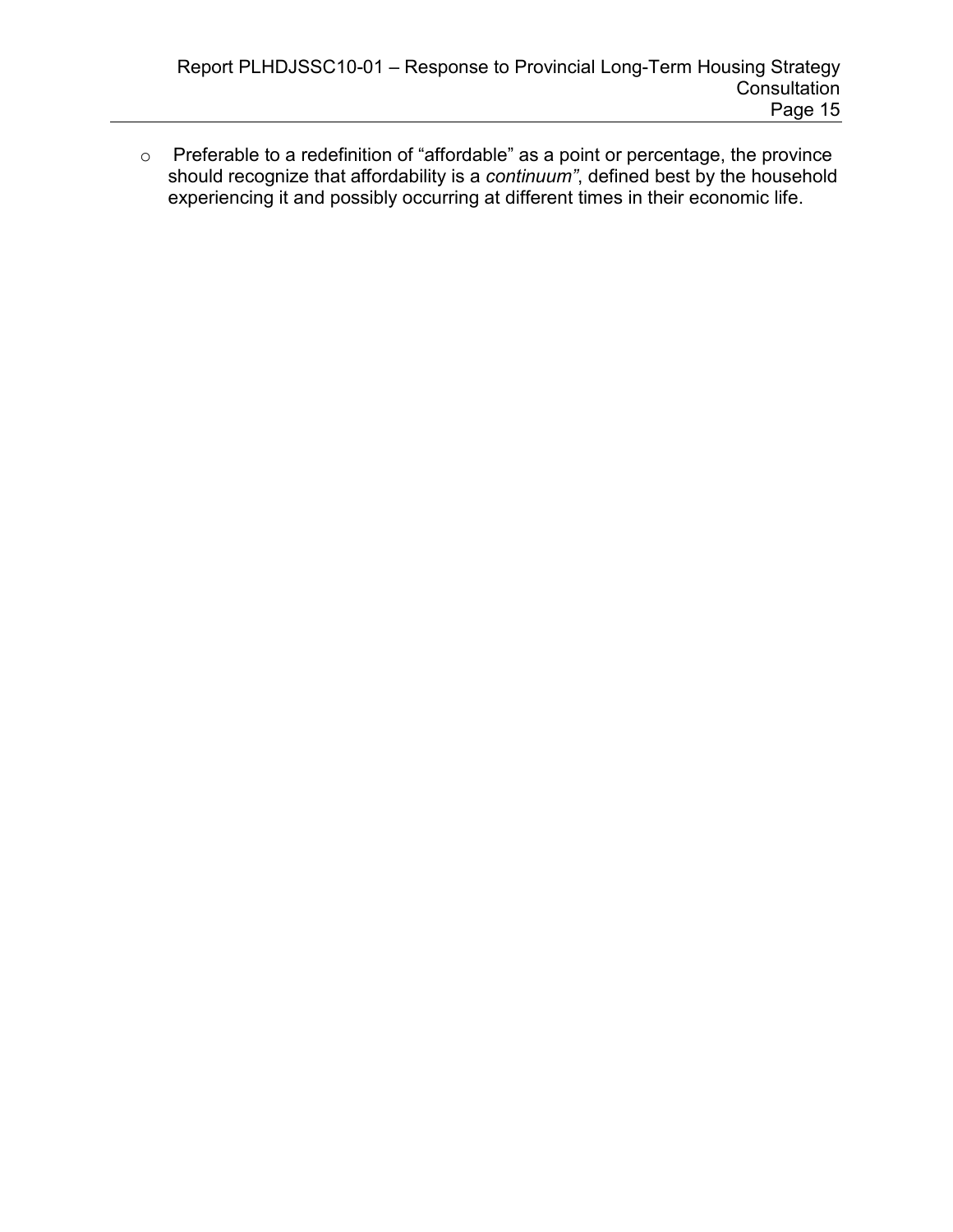- Preferable to a redefinition of “affordable” as a point or percentage, the province should recognize that affordability is a *continuum”*, defined best by the household experiencing it and possibly occurring at different times in their economic life.